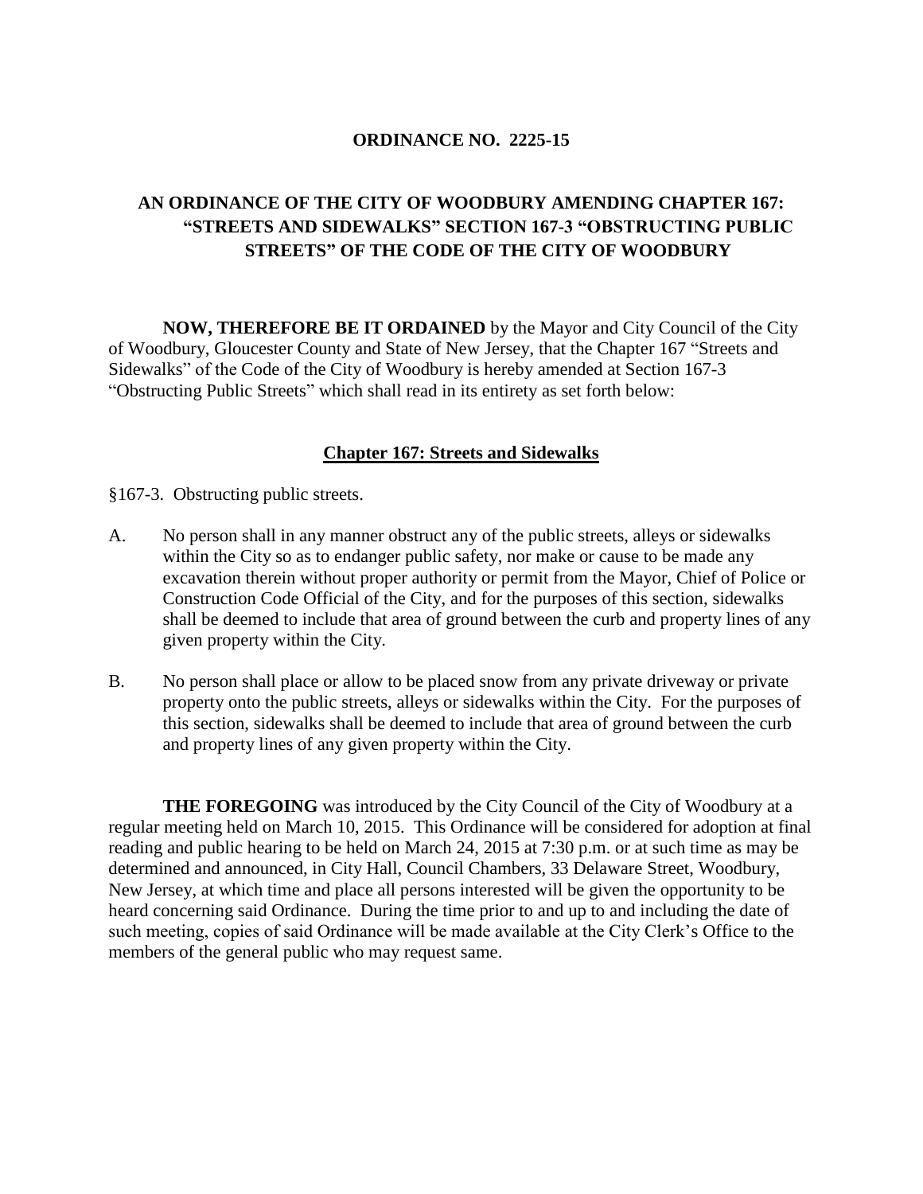# ORDINANCE NO. 2225-15

## AN ORDINANCE OF THE CITY OF WOODBURY AMENDING CHAPTER 167: "STREETS AND SIDEWALKS" SECTION 167-3 "OBSTRUCTING PUBLIC STREETS" OF THE CODE OF THE CITY OF WOODBURY

**NOW, THEREFORE BE IT ORDAINED** by the Mayor and City Council of the City of Woodbury, Gloucester County and State of New Jersey, that the Chapter 167 "Streets and Sidewalks" of the Code of the City of Woodbury is hereby amended at Section 167-3 "Obstructing Public Streets" which shall read in its entirety as set forth below:

### Chapter 167: Streets and Sidewalks

§167-3. Obstructing public streets.

A. No person shall in any manner obstruct any of the public streets, alleys or sidewalks within the City so as to endanger public safety, nor make or cause to be made any excavation therein without proper authority or permit from the Mayor, Chief of Police or Construction Code Official of the City, and for the purposes of this section, sidewalks shall be deemed to include that area of ground between the curb and property lines of any given property within the City.

B. No person shall place or allow to be placed snow from any private driveway or private property onto the public streets, alleys or sidewalks within the City. For the purposes of this section, sidewalks shall be deemed to include that area of ground between the curb and property lines of any given property within the City.

**THE FOREGOING** was introduced by the City Council of the City of Woodbury at a regular meeting held on March 10, 2015. This Ordinance will be considered for adoption at final reading and public hearing to be held on March 24, 2015 at 7:30 p.m. or at such time as may be determined and announced, in City Hall, Council Chambers, 33 Delaware Street, Woodbury, New Jersey, at which time and place all persons interested will be given the opportunity to be heard concerning said Ordinance. During the time prior to and up to and including the date of such meeting, copies of said Ordinance will be made available at the City Clerk's Office to the members of the general public who may request same.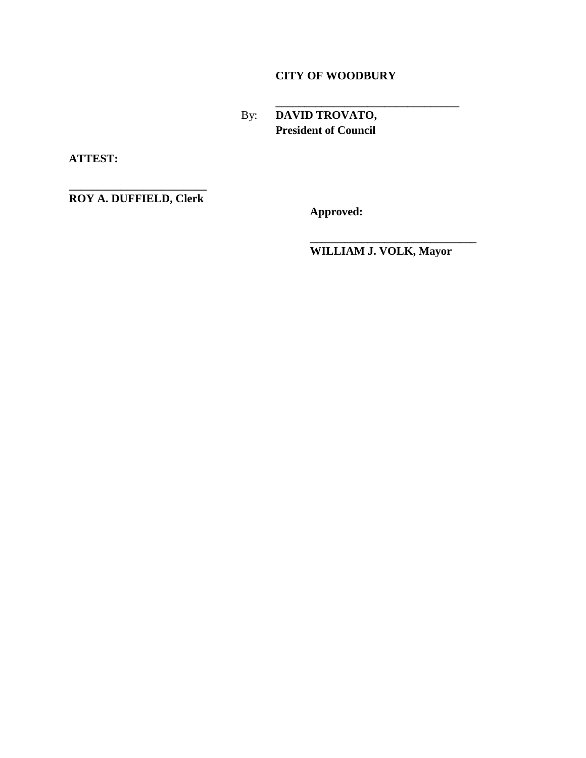**CITY OF WOODBURY**

By: ________________________________
**DAVID TROVATO,**
**President of Council**

**ATTEST:**

________________________
**ROY A. DUFFIELD, Clerk**

**Approved:**

____________________________
**WILLIAM J. VOLK, Mayor**